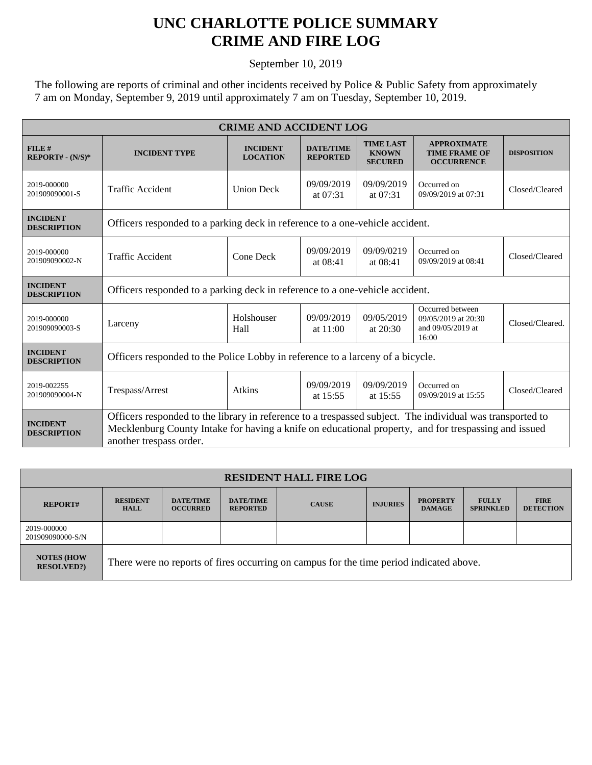# UNC CHARLOTTE POLICE SUMMARY
# CRIME AND FIRE LOG

September 10, 2019

The following are reports of criminal and other incidents received by Police & Public Safety from approximately 7 am on Monday, September 9, 2019 until approximately 7 am on Tuesday, September 10, 2019.

| CRIME AND ACCIDENT LOG | | | | | | |
|---|---|---|---|---|---|---|
| **FILE # REPORT# - (N/S)*** | **INCIDENT TYPE** | **INCIDENT LOCATION** | **DATE/TIME REPORTED** | **TIME LAST KNOWN SECURED** | **APPROXIMATE TIME FRAME OF OCCURRENCE** | **DISPOSITION** |
| 2019-000000 201909090001-S | Traffic Accident | Union Deck | 09/09/2019 at 07:31 | 09/09/2019 at 07:31 | Occurred on 09/09/2019 at 07:31 | Closed/Cleared |
| **INCIDENT DESCRIPTION** | Officers responded to a parking deck in reference to a one-vehicle accident. | | | | | |
| 2019-000000 201909090002-N | Traffic Accident | Cone Deck | 09/09/2019 at 08:41 | 09/09/0219 at 08:41 | Occurred on 09/09/2019 at 08:41 | Closed/Cleared |
| **INCIDENT DESCRIPTION** | Officers responded to a parking deck in reference to a one-vehicle accident. | | | | | |
| 2019-000000 201909090003-S | Larceny | Holshouser Hall | 09/09/2019 at 11:00 | 09/05/2019 at 20:30 | Occurred between 09/05/2019 at 20:30 and 09/05/2019 at 16:00 | Closed/Cleared. |
| **INCIDENT DESCRIPTION** | Officers responded to the Police Lobby in reference to a larceny of a bicycle. | | | | | |
| 2019-002255 201909090004-N | Trespass/Arrest | Atkins | 09/09/2019 at 15:55 | 09/09/2019 at 15:55 | Occurred on 09/09/2019 at 15:55 | Closed/Cleared |
| **INCIDENT DESCRIPTION** | Officers responded to the library in reference to a trespassed subject. The individual was transported to Mecklenburg County Intake for having a knife on educational property, and for trespassing and issued another trespass order. | | | | | |

| RESIDENT HALL FIRE LOG | | | | | | | | |
|---|---|---|---|---|---|---|---|---|
| **REPORT#** | **RESIDENT HALL** | **DATE/TIME OCCURRED** | **DATE/TIME REPORTED** | **CAUSE** | **INJURIES** | **PROPERTY DAMAGE** | **FULLY SPRINKLED** | **FIRE DETECTION** |
| 2019-000000 201909090000-S/N | | | | | | | | |
| **NOTES (HOW RESOLVED?)** | There were no reports of fires occurring on campus for the time period indicated above. | | | | | | | |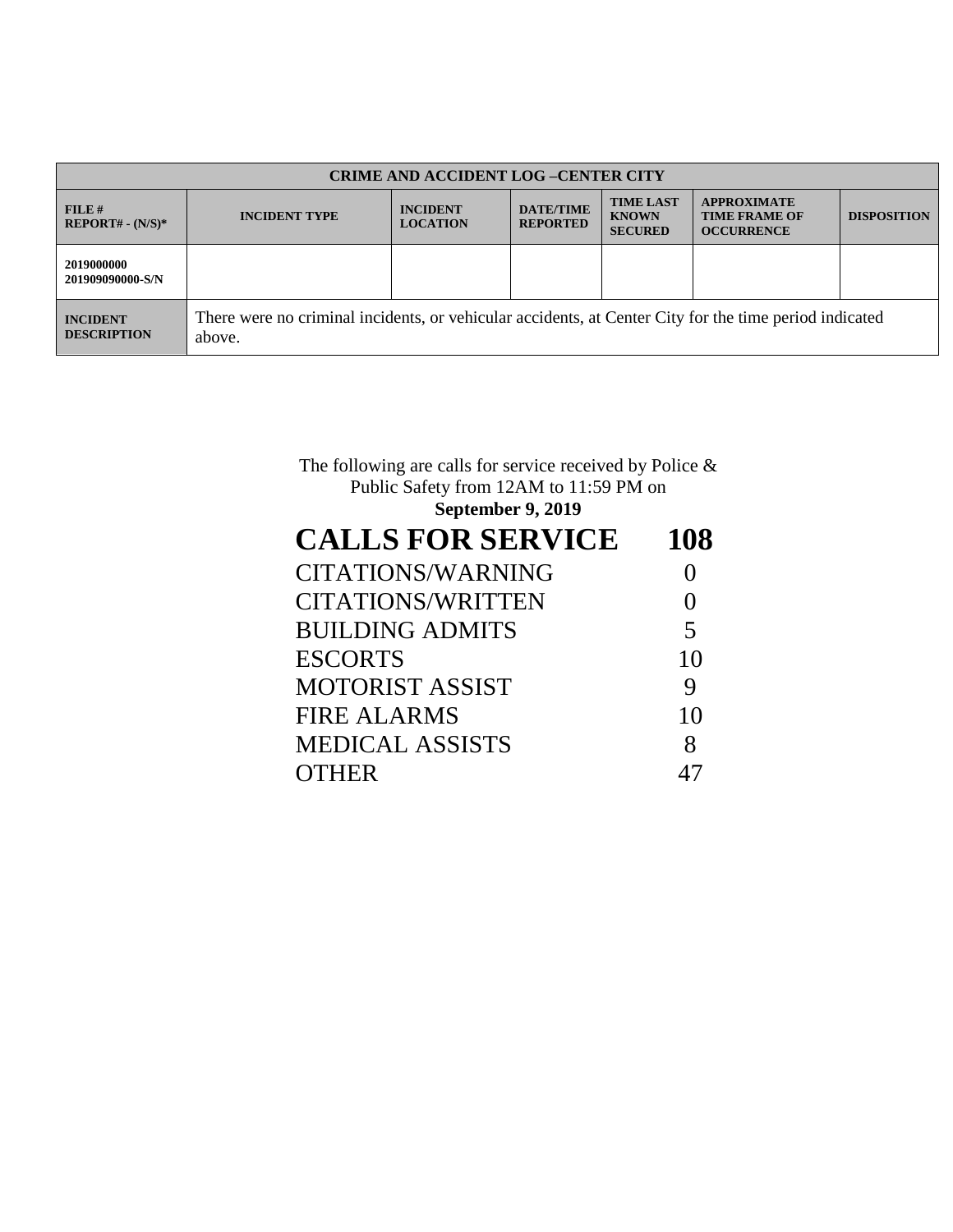| CRIME AND ACCIDENT LOG –CENTER CITY | | | | | | |
|---|---|---|---|---|---|---|
| **FILE # REPORT# - (N/S)*** | **INCIDENT TYPE** | **INCIDENT LOCATION** | **DATE/TIME REPORTED** | **TIME LAST KNOWN SECURED** | **APPROXIMATE TIME FRAME OF OCCURRENCE** | **DISPOSITION** |
| **2019000000 201909090000-S/N** | | | | | | |
| **INCIDENT DESCRIPTION** | There were no criminal incidents, or vehicular accidents, at Center City for the time period indicated above. | | | | | |

The following are calls for service received by Police & Public Safety from 12AM to 11:59 PM on

**September 9, 2019**

| | |
|---|---|
| **CALLS FOR SERVICE** | **108** |
| CITATIONS/WARNING | 0 |
| CITATIONS/WRITTEN | 0 |
| BUILDING ADMITS | 5 |
| ESCORTS | 10 |
| MOTORIST ASSIST | 9 |
| FIRE ALARMS | 10 |
| MEDICAL ASSISTS | 8 |
| OTHER | 47 |